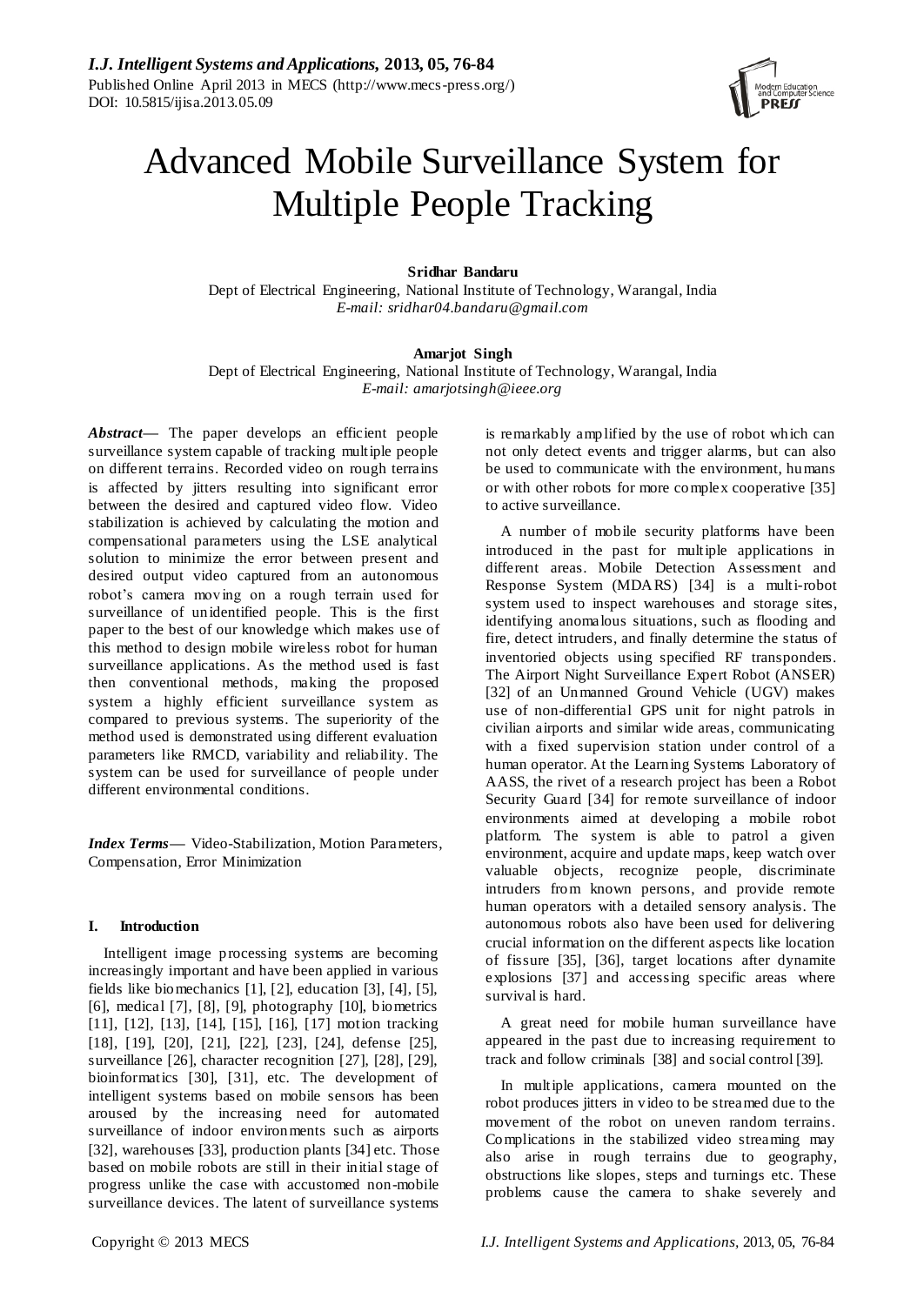# Advanced Mobile Surveillance System for Multiple People Tracking

**Sridhar Bandaru**
Dept of Electrical Engineering, National Institute of Technology, Warangal, India
*E-mail: sridhar04.bandaru@gmail.com*

**Amarjot Singh**
Dept of Electrical Engineering, National Institute of Technology, Warangal, India
*E-mail: amarjotsingh@ieee.org*

***Abstract*—** The paper develops an efficient people surveillance system capable of tracking multiple people on different terrains. Recorded video on rough terrains is affected by jitters resulting into significant error between the desired and captured video flow. Video stabilization is achieved by calculating the motion and compensational parameters using the LSE analytical solution to minimize the error between present and desired output video captured from an autonomous robot's camera moving on a rough terrain used for surveillance of unidentified people. This is the first paper to the best of our knowledge which makes use of this method to design mobile wireless robot for human surveillance applications. As the method used is fast then conventional methods, making the proposed system a highly efficient surveillance system as compared to previous systems. The superiority of the method used is demonstrated using different evaluation parameters like RMCD, variability and reliability. The system can be used for surveillance of people under different environmental conditions.

***Index Terms*—** Video-Stabilization, Motion Parameters, Compensation, Error Minimization

## I. Introduction

Intelligent image processing systems are becoming increasingly important and have been applied in various fields like biomechanics [1], [2], education [3], [4], [5], [6], medical [7], [8], [9], photography [10], biometrics [11], [12], [13], [14], [15], [16], [17] motion tracking [18], [19], [20], [21], [22], [23], [24], defense [25], surveillance [26], character recognition [27], [28], [29], bioinformatics [30], [31], etc. The development of intelligent systems based on mobile sensors has been aroused by the increasing need for automated surveillance of indoor environments such as airports [32], warehouses [33], production plants [34] etc. Those based on mobile robots are still in their initial stage of progress unlike the case with accustomed non-mobile surveillance devices. The latent of surveillance systems is remarkably amplified by the use of robot which can not only detect events and trigger alarms, but can also be used to communicate with the environment, humans or with other robots for more complex cooperative [35] to active surveillance.

A number of mobile security platforms have been introduced in the past for multiple applications in different areas. Mobile Detection Assessment and Response System (MDARS) [34] is a multi-robot system used to inspect warehouses and storage sites, identifying anomalous situations, such as flooding and fire, detect intruders, and finally determine the status of inventoried objects using specified RF transponders. The Airport Night Surveillance Expert Robot (ANSER) [32] of an Unmanned Ground Vehicle (UGV) makes use of non-differential GPS unit for night patrols in civilian airports and similar wide areas, communicating with a fixed supervision station under control of a human operator. At the Learning Systems Laboratory of AASS, the rivet of a research project has been a Robot Security Guard [34] for remote surveillance of indoor environments aimed at developing a mobile robot platform. The system is able to patrol a given environment, acquire and update maps, keep watch over valuable objects, recognize people, discriminate intruders from known persons, and provide remote human operators with a detailed sensory analysis. The autonomous robots also have been used for delivering crucial information on the different aspects like location of fissure [35], [36], target locations after dynamite explosions [37] and accessing specific areas where survival is hard.

A great need for mobile human surveillance have appeared in the past due to increasing requirement to track and follow criminals [38] and social control [39].

In multiple applications, camera mounted on the robot produces jitters in video to be streamed due to the movement of the robot on uneven random terrains. Complications in the stabilized video streaming may also arise in rough terrains due to geography, obstructions like slopes, steps and turnings etc. These problems cause the camera to shake severely and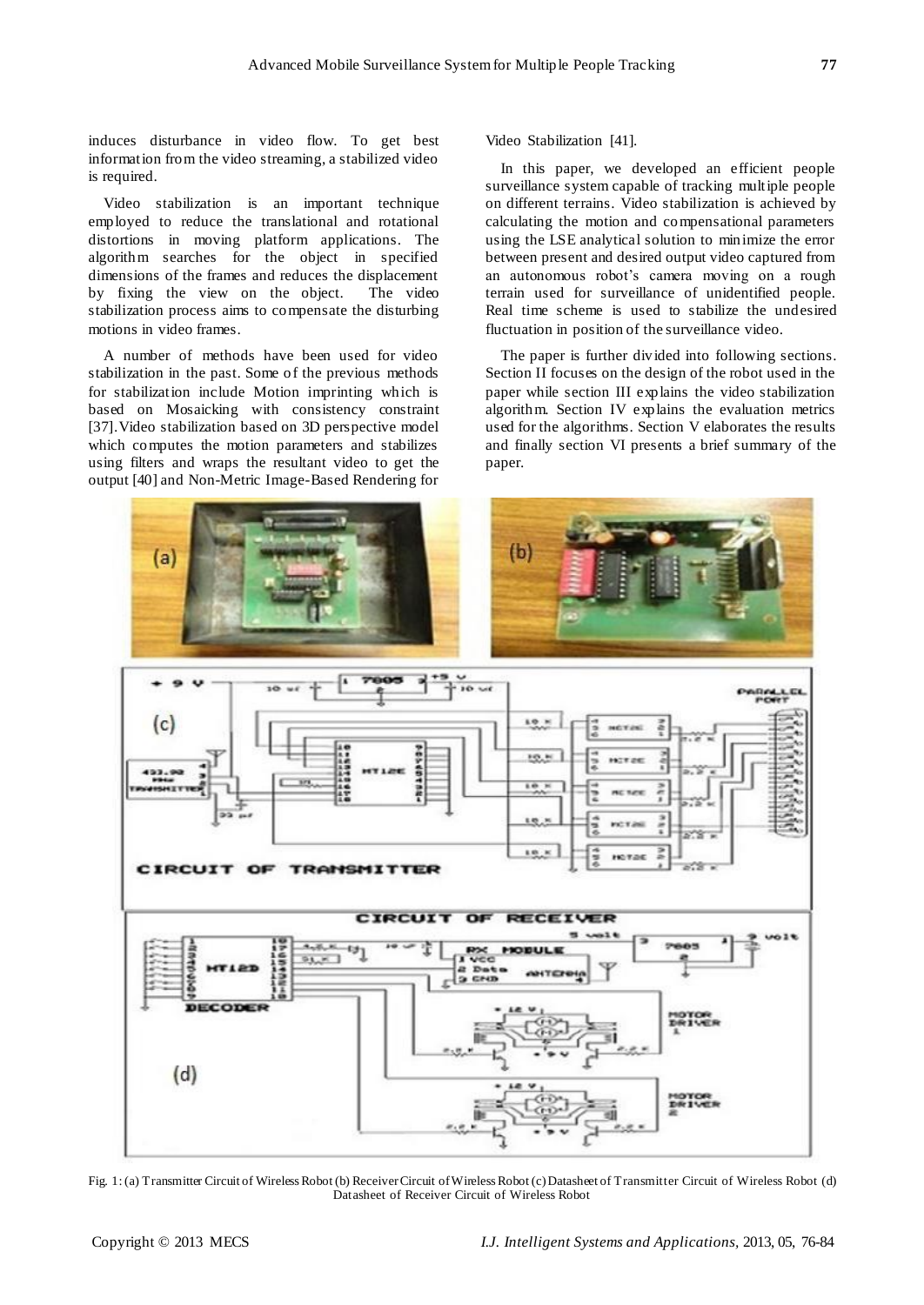induces disturbance in video flow. To get best information from the video streaming, a stabilized video is required.

Video stabilization is an important technique employed to reduce the translational and rotational distortions in moving platform applications. The algorithm searches for the object in specified dimensions of the frames and reduces the displacement by fixing the view on the object. The video stabilization process aims to compensate the disturbing motions in video frames.

A number of methods have been used for video stabilization in the past. Some of the previous methods for stabilization include Motion imprinting which is based on Mosaicking with consistency constraint [37]. Video stabilization based on 3D perspective model which computes the motion parameters and stabilizes using filters and wraps the resultant video to get the output [40] and Non-Metric Image-Based Rendering for Video Stabilization [41].

In this paper, we developed an efficient people surveillance system capable of tracking multiple people on different terrains. Video stabilization is achieved by calculating the motion and compensational parameters using the LSE analytical solution to minimize the error between present and desired output video captured from an autonomous robot's camera moving on a rough terrain used for surveillance of unidentified people. Real time scheme is used to stabilize the undesired fluctuation in position of the surveillance video.

The paper is further divided into following sections. Section II focuses on the design of the robot used in the paper while section III explains the video stabilization algorithm. Section IV explains the evaluation metrics used for the algorithms. Section V elaborates the results and finally section VI presents a brief summary of the paper.

Fig. 1: (a) Transmitter Circuit of Wireless Robot (b) Receiver Circuit of Wireless Robot (c) Datasheet of Transmitter Circuit of Wireless Robot (d) Datasheet of Receiver Circuit of Wireless Robot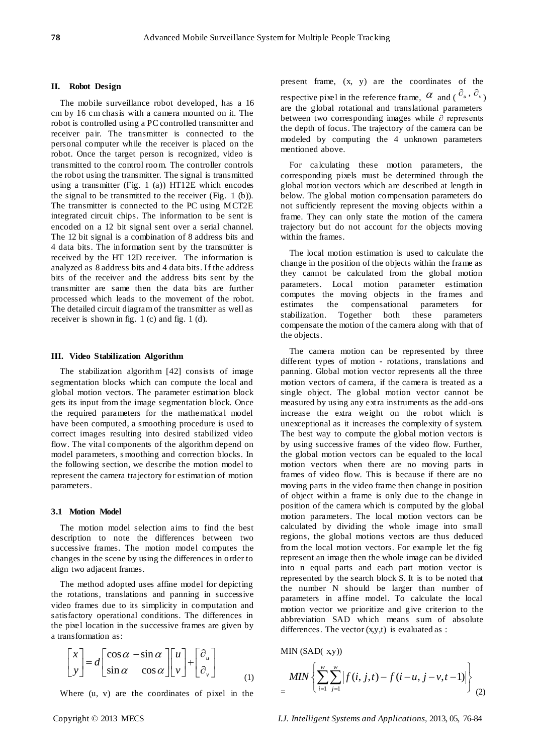## II. Robot Design

The mobile surveillance robot developed, has a 16 cm by 16 cm chasis with a camera mounted on it. The robot is controlled using a PC controlled transmitter and receiver pair. The transmitter is connected to the personal computer while the receiver is placed on the robot. Once the target person is recognized, video is transmitted to the control room. The controller controls the robot using the transmitter. The signal is transmitted using a transmitter (Fig. 1 (a)) HT12E which encodes the signal to be transmitted to the receiver (Fig. 1 (b)). The transmitter is connected to the PC using MCT2E integrated circuit chips. The information to be sent is encoded on a 12 bit signal sent over a serial channel. The 12 bit signal is a combination of 8 address bits and 4 data bits. The information sent by the transmitter is received by the HT 12D receiver. The information is analyzed as 8 address bits and 4 data bits. If the address bits of the receiver and the address bits sent by the transmitter are same then the data bits are further processed which leads to the movement of the robot. The detailed circuit diagram of the transmitter as well as receiver is shown in fig. 1 (c) and fig. 1 (d).

## III. Video Stabilization Algorithm

The stabilization algorithm [42] consists of image segmentation blocks which can compute the local and global motion vectors. The parameter estimation block gets its input from the image segmentation block. Once the required parameters for the mathematical model have been computed, a smoothing procedure is used to correct images resulting into desired stabilized video flow. The vital components of the algorithm depend on model parameters, smoothing and correction blocks. In the following section, we describe the motion model to represent the camera trajectory for estimation of motion parameters.

### 3.1 Motion Model

The motion model selection aims to find the best description to note the differences between two successive frames. The motion model computes the changes in the scene by using the differences in order to align two adjacent frames.

The method adopted uses affine model for depicting the rotations, translations and panning in successive video frames due to its simplicity in computation and satisfactory operational conditions. The differences in the pixel location in the successive frames are given by a transformation as:

$$\begin{bmatrix} x \\ y \end{bmatrix} = d \begin{bmatrix} \cos\alpha & -\sin\alpha \\ \sin\alpha & \cos\alpha \end{bmatrix} \begin{bmatrix} u \\ v \end{bmatrix} + \begin{bmatrix} \partial_u \\ \partial_v \end{bmatrix} \tag{1}$$

Where (u, v) are the coordinates of pixel in the present frame, (x, y) are the coordinates of the respective pixel in the reference frame, $\alpha$ and ($\partial_u$, $\partial_v$) are the global rotational and translational parameters between two corresponding images while $\partial$ represents the depth of focus. The trajectory of the camera can be modeled by computing the 4 unknown parameters mentioned above.

For calculating these motion parameters, the corresponding pixels must be determined through the global motion vectors which are described at length in below. The global motion compensation parameters do not sufficiently represent the moving objects within a frame. They can only state the motion of the camera trajectory but do not account for the objects moving within the frames.

The local motion estimation is used to calculate the change in the position of the objects within the frame as they cannot be calculated from the global motion parameters. Local motion parameter estimation computes the moving objects in the frames and estimates the compensational parameters for stabilization. Together both these parameters compensate the motion of the camera along with that of the objects.

The camera motion can be represented by three different types of motion - rotations, translations and panning. Global motion vector represents all the three motion vectors of camera, if the camera is treated as a single object. The global motion vector cannot be measured by using any extra instruments as the add-ons increase the extra weight on the robot which is unexceptional as it increases the complexity of system. The best way to compute the global motion vectors is by using successive frames of the video flow. Further, the global motion vectors can be equaled to the local motion vectors when there are no moving parts in frames of video flow. This is because if there are no moving parts in the video frame then change in position of object within a frame is only due to the change in position of the camera which is computed by the global motion parameters. The local motion vectors can be calculated by dividing the whole image into small regions, the global motions vectors are thus deduced from the local motion vectors. For example let the fig represent an image then the whole image can be divided into n equal parts and each part motion vector is represented by the search block S. It is to be noted that the number N should be larger than number of parameters in affine model. To calculate the local motion vector we prioritize and give criterion to the abbreviation SAD which means sum of absolute differences. The vector (x,y,t) is evaluated as :

MIN (SAD( x,y))

$$= MIN\left\{ \sum_{i=1}^{w}\sum_{j=1}^{w} \left| f(i,j,t) - f(i-u, j-v, t-1) \right| \right\} \tag{2}$$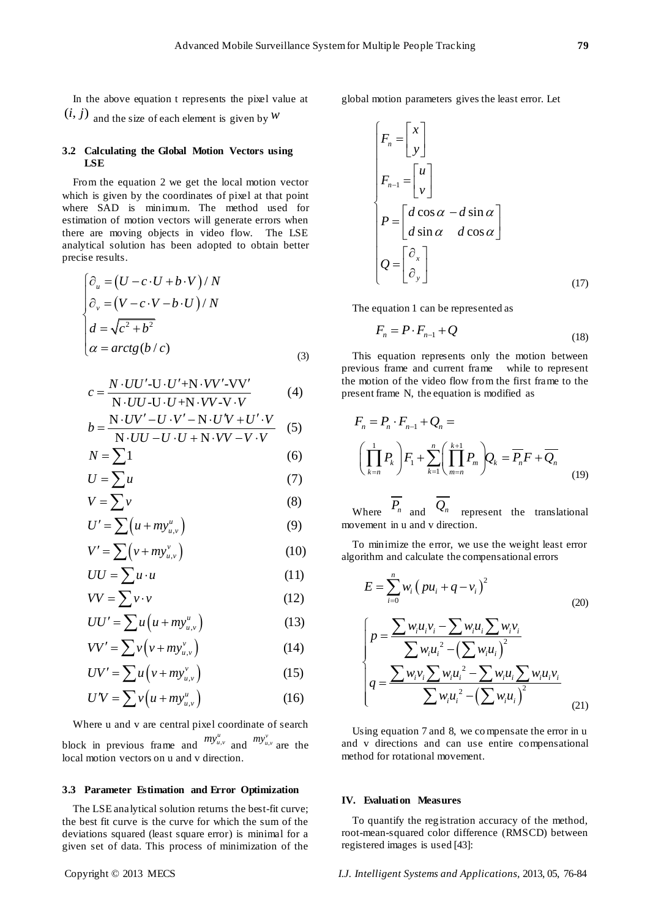In the above equation t represents the pixel value at $(i, j)$ and the size of each element is given by $w$

### 3.2 Calculating the Global Motion Vectors using LSE

From the equation 2 we get the local motion vector which is given by the coordinates of pixel at that point where SAD is minimum. The method used for estimation of motion vectors will generate errors when there are moving objects in video flow. The LSE analytical solution has been adopted to obtain better precise results.

$$\begin{cases} \partial_u = \left(U - c \cdot U + b \cdot V\right) / N \\ \partial_v = \left(V - c \cdot V - b \cdot U\right) / N \\ d = \sqrt{c^2 + b^2} \\ \alpha = arctg(b / c) \end{cases} \quad (3)$$

$$c = \frac{N \cdot UU' \text{-} U \cdot U' + N \cdot VV' \text{-} VV'}{N \cdot UU \text{-} U \cdot U + N \cdot VV \text{-} V \cdot V} \quad (4)$$

$$b = \frac{N \cdot UV' - U \cdot V' - N \cdot U'V + U' \cdot V}{N \cdot UU - U \cdot U + N \cdot VV - V \cdot V} \quad (5)$$

$$N = \sum 1 \quad (6)$$

$$U = \sum u \quad (7)$$

$$V = \sum v \quad (8)$$

$$U' = \sum \left(u + my_{u,v}^{u}\right) \quad (9)$$

$$V' = \sum \left(v + my_{u,v}^{v}\right) \quad (10)$$

$$UU = \sum u \cdot u \quad (11)$$

$$VV = \sum v \cdot v \quad (12)$$

$$UU' = \sum u \left(u + my_{u,v}^{u}\right) \quad (13)$$

$$VV' = \sum v \left(v + my_{u,v}^{v}\right) \quad (14)$$

$$UV' = \sum u \left(v + my_{u,v}^{v}\right) \quad (15)$$

$$U'V = \sum v \left(u + my_{u,v}^{u}\right) \quad (16)$$

Where u and v are central pixel coordinate of search block in previous frame and $my_{u,v}^{u}$ and $my_{u,v}^{v}$ are the local motion vectors on u and v direction.

### 3.3 Parameter Estimation and Error Optimization

The LSE analytical solution returns the best-fit curve; the best fit curve is the curve for which the sum of the deviations squared (least square error) is minimal for a given set of data. This process of minimization of the global motion parameters gives the least error. Let

$$\begin{cases} F_n = \begin{bmatrix} x \\ y \end{bmatrix} \\ F_{n-1} = \begin{bmatrix} u \\ v \end{bmatrix} \\ P = \begin{bmatrix} d \cos \alpha & -d \sin \alpha \\ d \sin \alpha & d \cos \alpha \end{bmatrix} \\ Q = \begin{bmatrix} \partial_x \\ \partial_y \end{bmatrix} \end{cases} \quad (17)$$

The equation 1 can be represented as

$$F_n = P \cdot F_{n-1} + Q \quad (18)$$

This equation represents only the motion between previous frame and current frame while to represent the motion of the video flow from the first frame to the present frame N, the equation is modified as

$$F_n = P_n \cdot F_{n-1} + Q_n = \left(\prod_{k=n}^{1} P_k\right) F_1 + \sum_{k=1}^{n} \left(\prod_{m=n}^{k+1} P_m\right) Q_k = \overline{P_n} F + \overline{Q_n} \quad (19)$$

Where $\overline{P_n}$ and $\overline{Q_n}$ represent the translational movement in u and v direction.

To minimize the error, we use the weight least error algorithm and calculate the compensational errors

$$E = \sum_{i=0}^{n} w_i \left(pu_i + q - v_i\right)^2 \quad (20)$$

$$\begin{cases} p = \dfrac{\sum w_i u_i v_i - \sum w_i u_i \sum w_i v_i}{\sum w_i u_i^{\,2} - \left(\sum w_i u_i\right)^2} \\ q = \dfrac{\sum w_i v_i \sum w_i u_i^{\,2} - \sum w_i u_i \sum w_i u_i v_i}{\sum w_i u_i^{\,2} - \left(\sum w_i u_i\right)^2} \end{cases} \quad (21)$$

Using equation 7 and 8, we compensate the error in u and v directions and can use entire compensational method for rotational movement.

## IV. Evaluation Measures

To quantify the registration accuracy of the method, root-mean-squared color difference (RMSCD) between registered images is used [43]: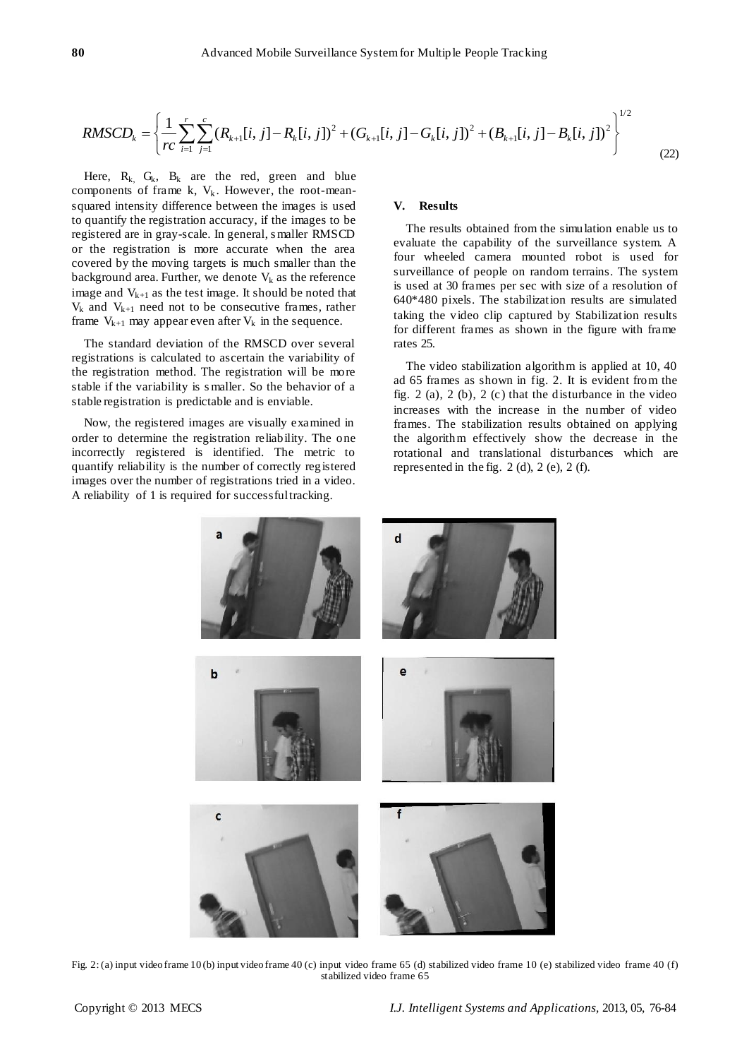$$RMSCD_k = \left\{ \frac{1}{rc} \sum_{i=1}^{r} \sum_{j=1}^{c} (R_{k+1}[i,j] - R_k[i,j])^2 + (G_{k+1}[i,j] - G_k[i,j])^2 + (B_{k+1}[i,j] - B_k[i,j])^2 \right\}^{1/2} \tag{22}$$

Here, $R_k$, $G_k$, $B_k$ are the red, green and blue components of frame k, $V_k$. However, the root-mean-squared intensity difference between the images is used to quantify the registration accuracy, if the images to be registered are in gray-scale. In general, smaller RMSCD or the registration is more accurate when the area covered by the moving targets is much smaller than the background area. Further, we denote $V_k$ as the reference image and $V_{k+1}$ as the test image. It should be noted that $V_k$ and $V_{k+1}$ need not to be consecutive frames, rather frame $V_{k+1}$ may appear even after $V_k$ in the sequence.

The standard deviation of the RMSCD over several registrations is calculated to ascertain the variability of the registration method. The registration will be more stable if the variability is smaller. So the behavior of a stable registration is predictable and is enviable.

Now, the registered images are visually examined in order to determine the registration reliability. The one incorrectly registered is identified. The metric to quantify reliability is the number of correctly registered images over the number of registrations tried in a video. A reliability of 1 is required for successful tracking.

## V. Results

The results obtained from the simulation enable us to evaluate the capability of the surveillance system. A four wheeled camera mounted robot is used for surveillance of people on random terrains. The system is used at 30 frames per sec with size of a resolution of 640*480 pixels. The stabilization results are simulated taking the video clip captured by Stabilization results for different frames as shown in the figure with frame rates 25.

The video stabilization algorithm is applied at 10, 40 ad 65 frames as shown in fig. 2. It is evident from the fig. 2 (a), 2 (b), 2 (c) that the disturbance in the video increases with the increase in the number of video frames. The stabilization results obtained on applying the algorithm effectively show the decrease in the rotational and translational disturbances which are represented in the fig. 2 (d), 2 (e), 2 (f).

Fig. 2: (a) input video frame 10 (b) input video frame 40 (c) input video frame 65 (d) stabilized video frame 10 (e) stabilized video frame 40 (f) stabilized video frame 65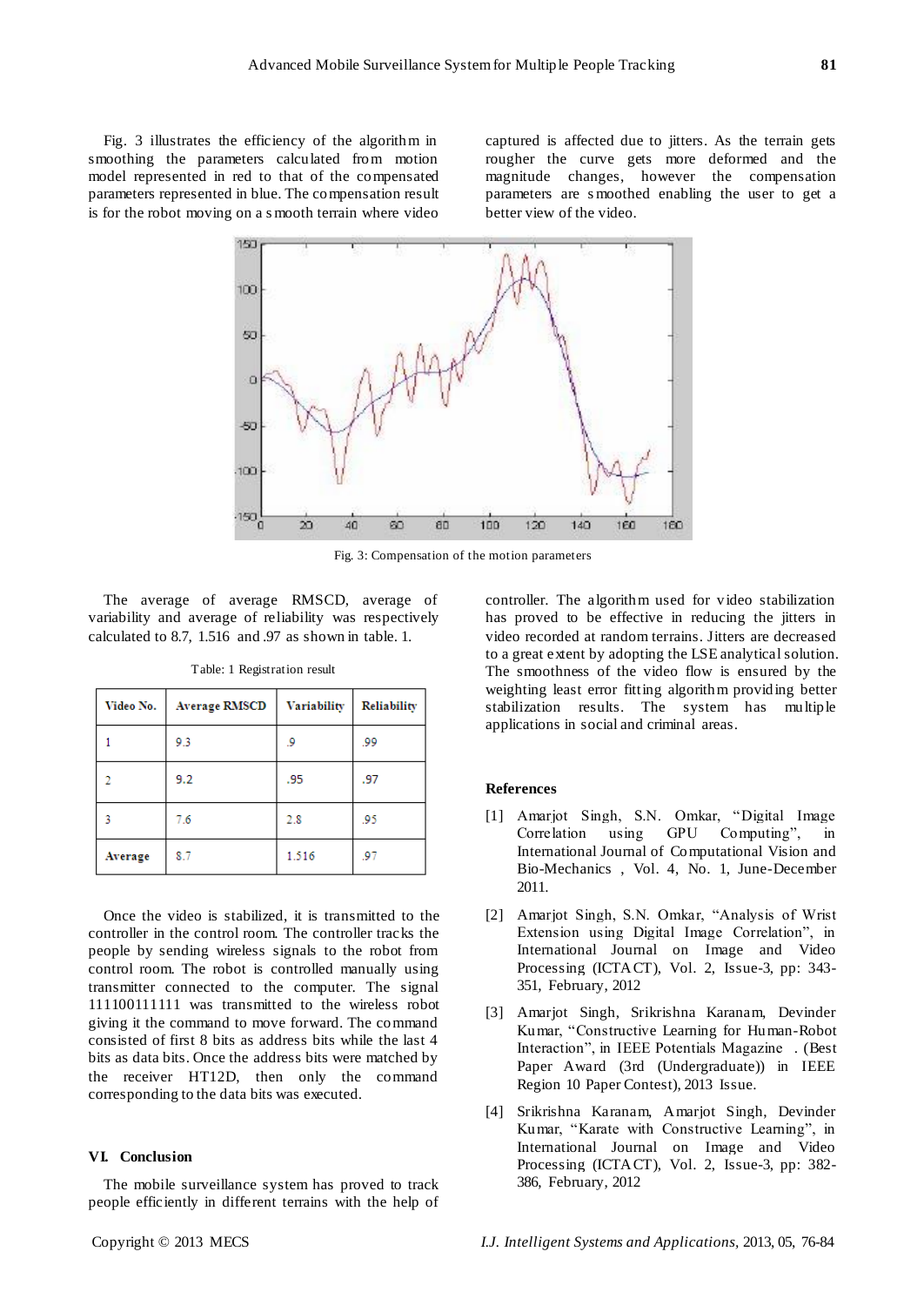Fig. 3 illustrates the efficiency of the algorithm in smoothing the parameters calculated from motion model represented in red to that of the compensated parameters represented in blue. The compensation result is for the robot moving on a smooth terrain where video captured is affected due to jitters. As the terrain gets rougher the curve gets more deformed and the magnitude changes, however the compensation parameters are smoothed enabling the user to get a better view of the video.

Fig. 3: Compensation of the motion parameters

The average of average RMSCD, average of variability and average of reliability was respectively calculated to 8.7, 1.516 and .97 as shown in table. 1.

Table: 1 Registration result

| Video No. | Average RMSCD | Variability | Reliability |
|---|---|---|---|
| 1 | 9.3 | .9 | .99 |
| 2 | 9.2 | .95 | .97 |
| 3 | 7.6 | 2.8 | .95 |
| Average | 8.7 | 1.516 | .97 |

Once the video is stabilized, it is transmitted to the controller in the control room. The controller tracks the people by sending wireless signals to the robot from control room. The robot is controlled manually using transmitter connected to the computer. The signal 111100111111 was transmitted to the wireless robot giving it the command to move forward. The command consisted of first 8 bits as address bits while the last 4 bits as data bits. Once the address bits were matched by the receiver HT12D, then only the command corresponding to the data bits was executed.

## VI. Conclusion

The mobile surveillance system has proved to track people efficiently in different terrains with the help of controller. The algorithm used for video stabilization has proved to be effective in reducing the jitters in video recorded at random terrains. Jitters are decreased to a great extent by adopting the LSE analytical solution. The smoothness of the video flow is ensured by the weighting least error fitting algorithm providing better stabilization results. The system has multiple applications in social and criminal areas.

## References

[1] Amarjot Singh, S.N. Omkar, "Digital Image Correlation using GPU Computing", in International Journal of Computational Vision and Bio-Mechanics , Vol. 4, No. 1, June-December 2011.

[2] Amarjot Singh, S.N. Omkar, "Analysis of Wrist Extension using Digital Image Correlation", in International Journal on Image and Video Processing (ICTACT), Vol. 2, Issue-3, pp: 343-351, February, 2012

[3] Amarjot Singh, Srikrishna Karanam, Devinder Kumar, "Constructive Learning for Human-Robot Interaction", in IEEE Potentials Magazine . (Best Paper Award (3rd (Undergraduate)) in IEEE Region 10 Paper Contest), 2013 Issue.

[4] Srikrishna Karanam, Amarjot Singh, Devinder Kumar, "Karate with Constructive Learning", in International Journal on Image and Video Processing (ICTACT), Vol. 2, Issue-3, pp: 382-386, February, 2012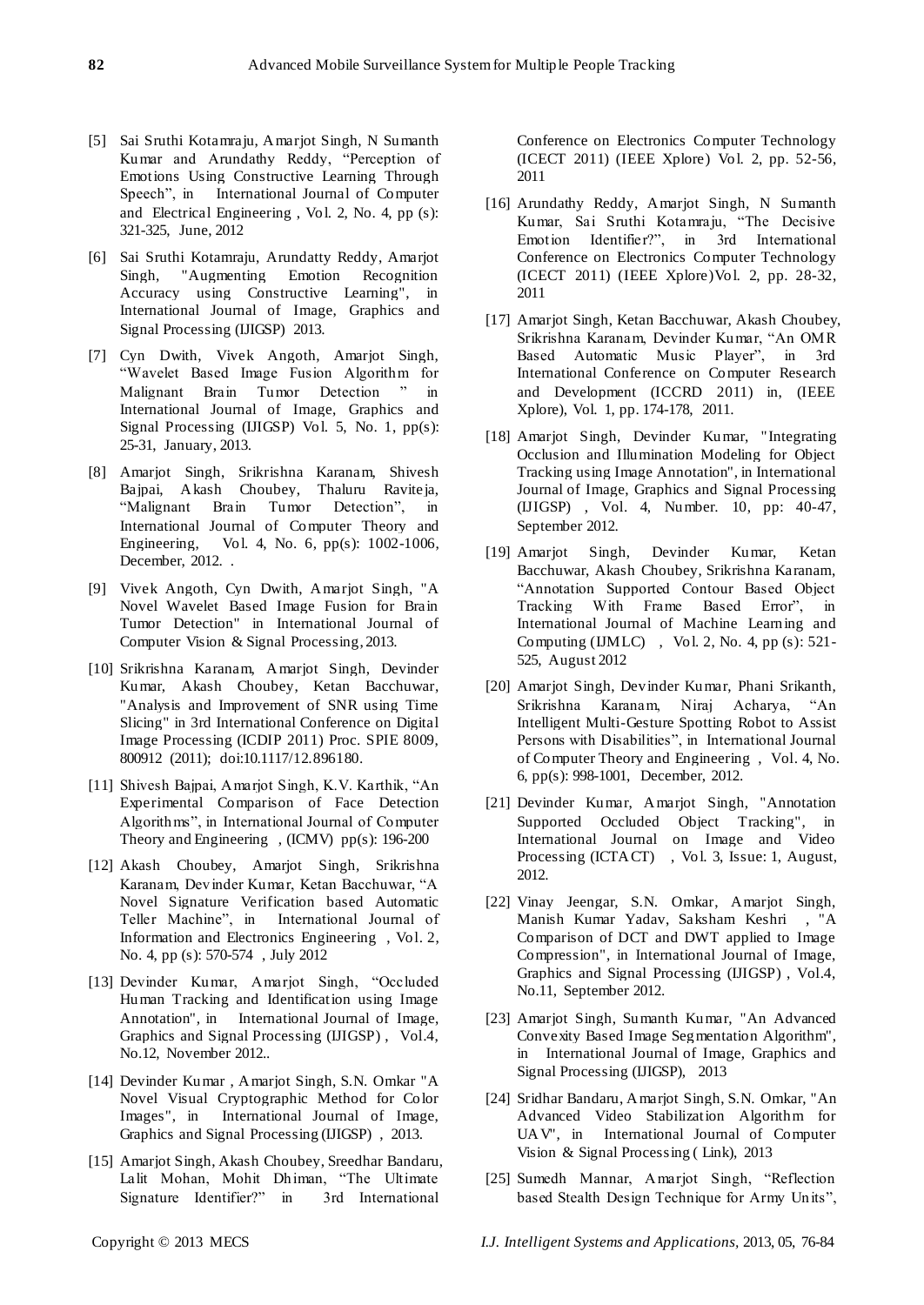[5] Sai Sruthi Kotamraju, Amarjot Singh, N Sumanth Kumar and Arundathy Reddy, “Perception of Emotions Using Constructive Learning Through Speech”, in International Journal of Computer and Electrical Engineering , Vol. 2, No. 4, pp (s): 321-325, June, 2012

[6] Sai Sruthi Kotamraju, Arundatty Reddy, Amarjot Singh, "Augmenting Emotion Recognition Accuracy using Constructive Learning", in International Journal of Image, Graphics and Signal Processing (IJIGSP) 2013.

[7] Cyn Dwith, Vivek Angoth, Amarjot Singh, “Wavelet Based Image Fusion Algorithm for Malignant Brain Tumor Detection ” in International Journal of Image, Graphics and Signal Processing (IJIGSP) Vol. 5, No. 1, pp(s): 25-31, January, 2013.

[8] Amarjot Singh, Srikrishna Karanam, Shivesh Bajpai, Akash Choubey, Thaluru Raviteja, “Malignant Brain Tumor Detection”, in International Journal of Computer Theory and Engineering, Vol. 4, No. 6, pp(s): 1002-1006, December, 2012. .

[9] Vivek Angoth, Cyn Dwith, Amarjot Singh, "A Novel Wavelet Based Image Fusion for Brain Tumor Detection" in International Journal of Computer Vision & Signal Processing, 2013.

[10] Srikrishna Karanam, Amarjot Singh, Devinder Kumar, Akash Choubey, Ketan Bacchuwar, "Analysis and Improvement of SNR using Time Slicing" in 3rd International Conference on Digital Image Processing (ICDIP 2011) Proc. SPIE 8009, 800912 (2011); doi:10.1117/12.896180.

[11] Shivesh Bajpai, Amarjot Singh, K.V. Karthik, “An Experimental Comparison of Face Detection Algorithms”, in International Journal of Computer Theory and Engineering , (ICMV) pp(s): 196-200

[12] Akash Choubey, Amarjot Singh, Srikrishna Karanam, Devinder Kumar, Ketan Bacchuwar, “A Novel Signature Verification based Automatic Teller Machine”, in International Journal of Information and Electronics Engineering , Vol. 2, No. 4, pp (s): 570-574 , July 2012

[13] Devinder Kumar, Amarjot Singh, “Occluded Human Tracking and Identification using Image Annotation", in International Journal of Image, Graphics and Signal Processing (IJIGSP) , Vol.4, No.12, November 2012..

[14] Devinder Kumar , Amarjot Singh, S.N. Omkar "A Novel Visual Cryptographic Method for Color Images", in International Journal of Image, Graphics and Signal Processing (IJIGSP) , 2013.

[15] Amarjot Singh, Akash Choubey, Sreedhar Bandaru, Lalit Mohan, Mohit Dhiman, “The Ultimate Signature Identifier?” in 3rd International Conference on Electronics Computer Technology (ICECT 2011) (IEEE Xplore) Vol. 2, pp. 52-56, 2011

[16] Arundathy Reddy, Amarjot Singh, N Sumanth Kumar, Sai Sruthi Kotamraju, “The Decisive Emotion Identifier?”, in 3rd International Conference on Electronics Computer Technology (ICECT 2011) (IEEE Xplore)Vol. 2, pp. 28-32, 2011

[17] Amarjot Singh, Ketan Bacchuwar, Akash Choubey, Srikrishna Karanam, Devinder Kumar, “An OMR Based Automatic Music Player”, in 3rd International Conference on Computer Research and Development (ICCRD 2011) in, (IEEE Xplore), Vol. 1, pp. 174-178, 2011.

[18] Amarjot Singh, Devinder Kumar, "Integrating Occlusion and Illumination Modeling for Object Tracking using Image Annotation", in International Journal of Image, Graphics and Signal Processing (IJIGSP) , Vol. 4, Number. 10, pp: 40-47, September 2012.

[19] Amarjot Singh, Devinder Kumar, Ketan Bacchuwar, Akash Choubey, Srikrishna Karanam, “Annotation Supported Contour Based Object Tracking With Frame Based Error”, in International Journal of Machine Learning and Computing (IJMLC) , Vol. 2, No. 4, pp (s): 521-525, August 2012

[20] Amarjot Singh, Devinder Kumar, Phani Srikanth, Srikrishna Karanam, Niraj Acharya, “An Intelligent Multi-Gesture Spotting Robot to Assist Persons with Disabilities”, in International Journal of Computer Theory and Engineering , Vol. 4, No. 6, pp(s): 998-1001, December, 2012.

[21] Devinder Kumar, Amarjot Singh, "Annotation Supported Occluded Object Tracking", in International Journal on Image and Video Processing (ICTACT) , Vol. 3, Issue: 1, August, 2012.

[22] Vinay Jeengar, S.N. Omkar, Amarjot Singh, Manish Kumar Yadav, Saksham Keshri , "A Comparison of DCT and DWT applied to Image Compression", in International Journal of Image, Graphics and Signal Processing (IJIGSP) , Vol.4, No.11, September 2012.

[23] Amarjot Singh, Sumanth Kumar, "An Advanced Convexity Based Image Segmentation Algorithm", in International Journal of Image, Graphics and Signal Processing (IJIGSP), 2013

[24] Sridhar Bandaru, Amarjot Singh, S.N. Omkar, "An Advanced Video Stabilization Algorithm for UAV", in International Journal of Computer Vision & Signal Processing ( Link), 2013

[25] Sumedh Mannar, Amarjot Singh, “Reflection based Stealth Design Technique for Army Units”,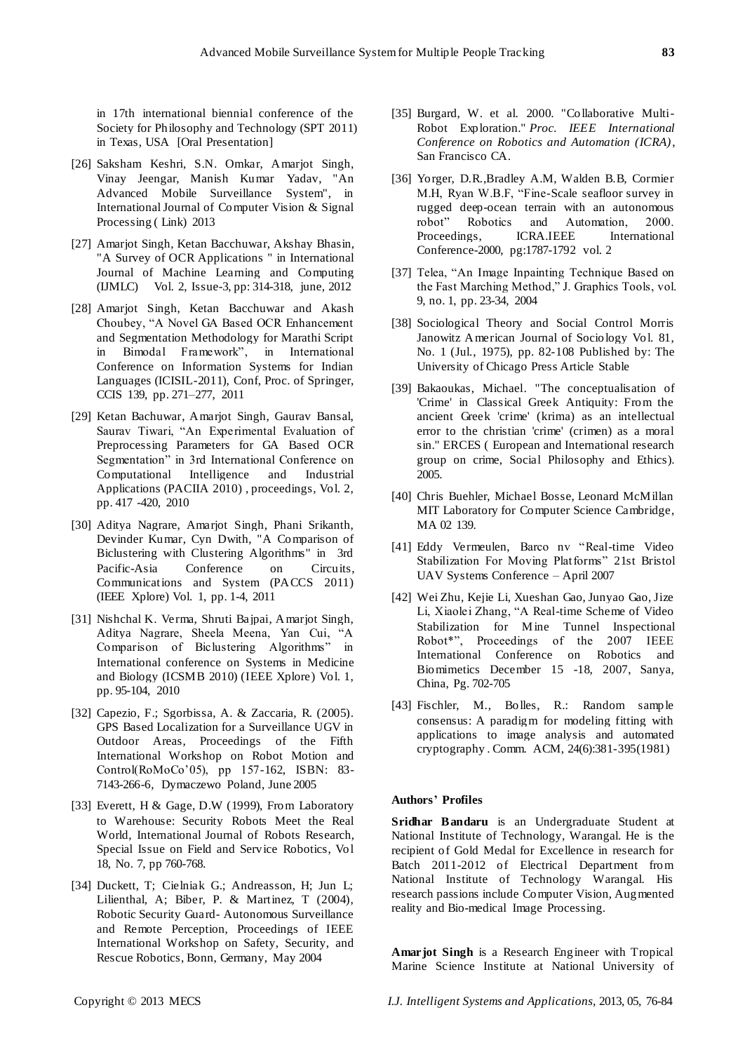in 17th international biennial conference of the Society for Philosophy and Technology (SPT 2011) in Texas, USA [Oral Presentation]

[26] Saksham Keshri, S.N. Omkar, Amarjot Singh, Vinay Jeengar, Manish Kumar Yadav, "An Advanced Mobile Surveillance System", in International Journal of Computer Vision & Signal Processing ( Link) 2013

[27] Amarjot Singh, Ketan Bacchuwar, Akshay Bhasin, "A Survey of OCR Applications " in International Journal of Machine Learning and Computing (IJMLC) Vol. 2, Issue-3, pp: 314-318, june, 2012

[28] Amarjot Singh, Ketan Bacchuwar and Akash Choubey, "A Novel GA Based OCR Enhancement and Segmentation Methodology for Marathi Script in Bimodal Framework", in International Conference on Information Systems for Indian Languages (ICISIL-2011), Conf, Proc. of Springer, CCIS 139, pp. 271–277, 2011

[29] Ketan Bachuwar, Amarjot Singh, Gaurav Bansal, Saurav Tiwari, "An Experimental Evaluation of Preprocessing Parameters for GA Based OCR Segmentation" in 3rd International Conference on Computational Intelligence and Industrial Applications (PACIIA 2010) , proceedings, Vol. 2, pp. 417 -420, 2010

[30] Aditya Nagrare, Amarjot Singh, Phani Srikanth, Devinder Kumar, Cyn Dwith, "A Comparison of Biclustering with Clustering Algorithms" in 3rd Pacific-Asia Conference on Circuits, Communications and System (PACCS 2011) (IEEE Xplore) Vol. 1, pp. 1-4, 2011

[31] Nishchal K. Verma, Shruti Bajpai, Amarjot Singh, Aditya Nagrare, Sheela Meena, Yan Cui, "A Comparison of Biclustering Algorithms" in International conference on Systems in Medicine and Biology (ICSMB 2010) (IEEE Xplore) Vol. 1, pp. 95-104, 2010

[32] Capezio, F.; Sgorbissa, A. & Zaccaria, R. (2005). GPS Based Localization for a Surveillance UGV in Outdoor Areas, Proceedings of the Fifth International Workshop on Robot Motion and Control(RoMoCo'05), pp 157-162, ISBN: 83-7143-266-6, Dymaczewo Poland, June 2005

[33] Everett, H & Gage, D.W (1999), From Laboratory to Warehouse: Security Robots Meet the Real World, International Journal of Robots Research, Special Issue on Field and Service Robotics, Vol 18, No. 7, pp 760-768.

[34] Duckett, T; Cielniak G.; Andreasson, H; Jun L; Lilienthal, A; Biber, P. & Martinez, T (2004), Robotic Security Guard- Autonomous Surveillance and Remote Perception, Proceedings of IEEE International Workshop on Safety, Security, and Rescue Robotics, Bonn, Germany, May 2004

[35] Burgard, W. et al. 2000. "Collaborative Multi-Robot Exploration." *Proc. IEEE International Conference on Robotics and Automation (ICRA)*, San Francisco CA.

[36] Yorger, D.R.,Bradley A.M, Walden B.B, Cormier M.H, Ryan W.B.F, "Fine-Scale seafloor survey in rugged deep-ocean terrain with an autonomous robot" Robotics and Automation, 2000. Proceedings, ICRA.IEEE International Conference-2000, pg:1787-1792 vol. 2

[37] Telea, "An Image Inpainting Technique Based on the Fast Marching Method," J. Graphics Tools, vol. 9, no. 1, pp. 23-34, 2004

[38] Sociological Theory and Social Control Morris Janowitz American Journal of Sociology Vol. 81, No. 1 (Jul., 1975), pp. 82-108 Published by: The University of Chicago Press Article Stable

[39] Bakaoukas, Michael. "The conceptualisation of 'Crime' in Classical Greek Antiquity: From the ancient Greek 'crime' (krima) as an intellectual error to the christian 'crime' (crimen) as a moral sin." ERCES ( European and International research group on crime, Social Philosophy and Ethics). 2005.

[40] Chris Buehler, Michael Bosse, Leonard McMillan MIT Laboratory for Computer Science Cambridge, MA 02 139.

[41] Eddy Vermeulen, Barco nv "Real-time Video Stabilization For Moving Platforms" 21st Bristol UAV Systems Conference – April 2007

[42] Wei Zhu, Kejie Li, Xueshan Gao, Junyao Gao, Jize Li, Xiaolei Zhang, "A Real-time Scheme of Video Stabilization for Mine Tunnel Inspectional Robot*", Proceedings of the 2007 IEEE International Conference on Robotics and Biomimetics December 15 -18, 2007, Sanya, China, Pg. 702-705

[43] Fischler, M., Bolles, R.: Random sample consensus: A paradigm for modeling fitting with applications to image analysis and automated cryptography . Comm. ACM, 24(6):381-395(1981)

## Authors' Profiles

**Sridhar Bandaru** is an Undergraduate Student at National Institute of Technology, Warangal. He is the recipient of Gold Medal for Excellence in research for Batch 2011-2012 of Electrical Department from National Institute of Technology Warangal. His research passions include Computer Vision, Augmented reality and Bio-medical Image Processing.

**Amarjot Singh** is a Research Engineer with Tropical Marine Science Institute at National University of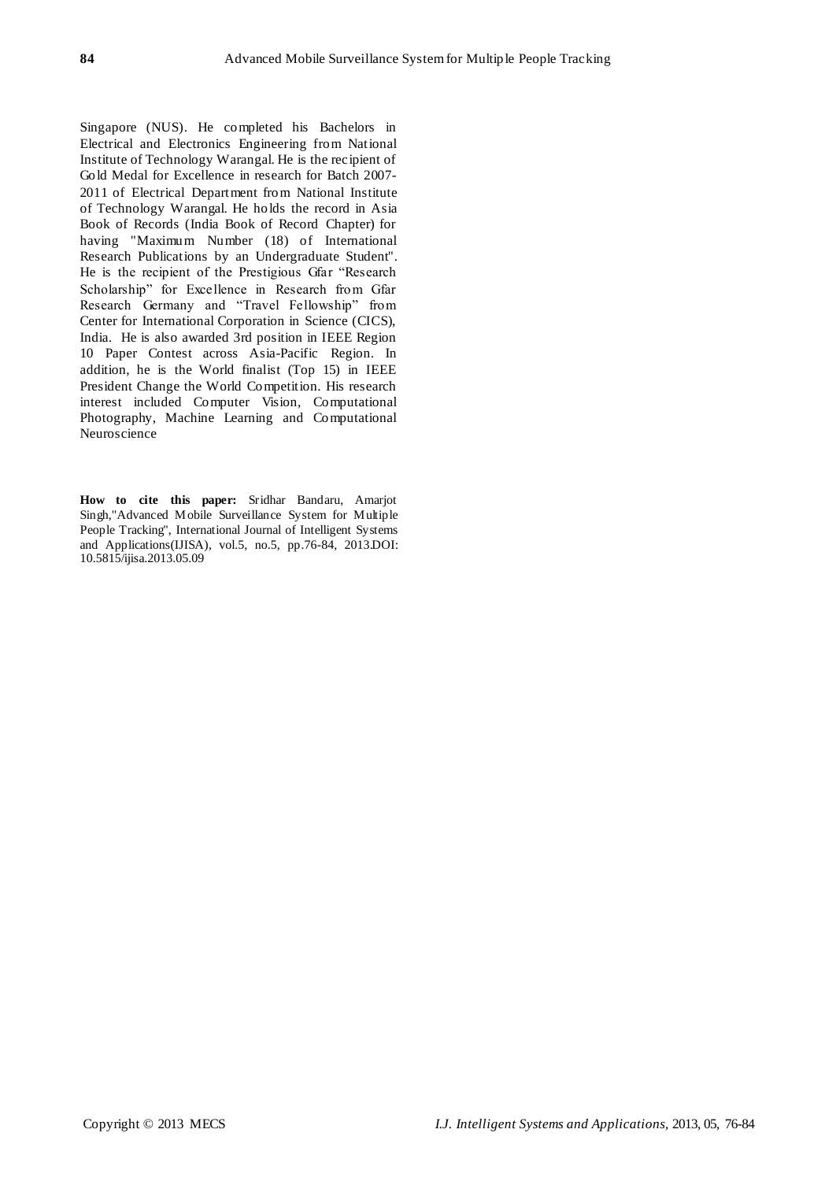Singapore (NUS). He completed his Bachelors in Electrical and Electronics Engineering from National Institute of Technology Warangal. He is the recipient of Gold Medal for Excellence in research for Batch 2007-2011 of Electrical Department from National Institute of Technology Warangal. He holds the record in Asia Book of Records (India Book of Record Chapter) for having "Maximum Number (18) of International Research Publications by an Undergraduate Student". He is the recipient of the Prestigious Gfar "Research Scholarship" for Excellence in Research from Gfar Research Germany and "Travel Fellowship" from Center for International Corporation in Science (CICS), India. He is also awarded 3rd position in IEEE Region 10 Paper Contest across Asia-Pacific Region. In addition, he is the World finalist (Top 15) in IEEE President Change the World Competition. His research interest included Computer Vision, Computational Photography, Machine Learning and Computational Neuroscience

**How to cite this paper:** Sridhar Bandaru, Amarjot Singh,"Advanced Mobile Surveillance System for Multiple People Tracking", International Journal of Intelligent Systems and Applications(IJISA), vol.5, no.5, pp.76-84, 2013.DOI: 10.5815/ijisa.2013.05.09